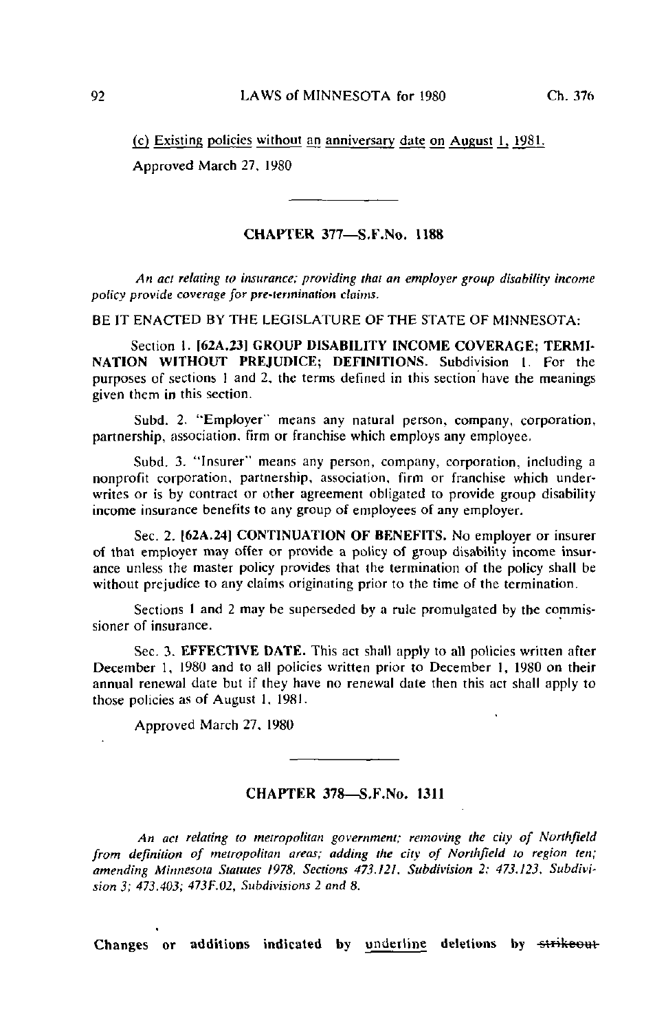(c) Existing policies without an anniversary date on August 1, 1981.

Approved March 27, 1980

## CHAPTER 377—S.F.No. 1188

*An act relating to insurance; providing that an employer group disability income policy provide coverage for pre-termination claims.*

BE IT ENACTED BY THE LEGISLATURE OF THE STATE OF MINNESOTA:

Section 1. [62A.23] **GROUP DISABILITY INCOME COVERAGE; TERMINATION WITHOUT PREJUDICE; DEFINITIONS.** Subdivision 1. For the purposes of sections 1 and 2, the terms defined in this section have the meanings given them in this section.

Subd. 2. "Employer" means any natural person, company, corporation, partnership, association, firm or franchise which employs any employee.

Subd. 3. "Insurer" means any person, company, corporation, including a nonprofit corporation, partnership, association, firm or franchise which underwrites or is by contract or other agreement obligated to provide group disability income insurance benefits to any group of employees of any employer.

Sec. 2. [62A.24] **CONTINUATION OF BENEFITS.** No employer or insurer of that employer may offer or provide a policy of group disability income insurance unless the master policy provides that the termination of the policy shall be without prejudice to any claims originating prior to the time of the termination.

Sections 1 and 2 may be superseded by a rule promulgated by the commissioner of insurance.

Sec. 3. **EFFECTIVE DATE.** This act shall apply to all policies written after December 1, 1980 and to all policies written prior to December 1, 1980 on their annual renewal date but if they have no renewal date then this act shall apply to those policies as of August 1, 1981.

Approved March 27, 1980

## CHAPTER 378—S.F.No. 1311

*An act relating to metropolitan government; removing the city of Northfield from definition of metropolitan areas; adding the city of Northfield to region ten; amending Minnesota Statutes 1978, Sections 473.121, Subdivision 2; 473.123, Subdivision 3; 473.403; 473F.02, Subdivisions 2 and 8.*

**Changes or additions indicated by underline deletions by ~~strikeout~~**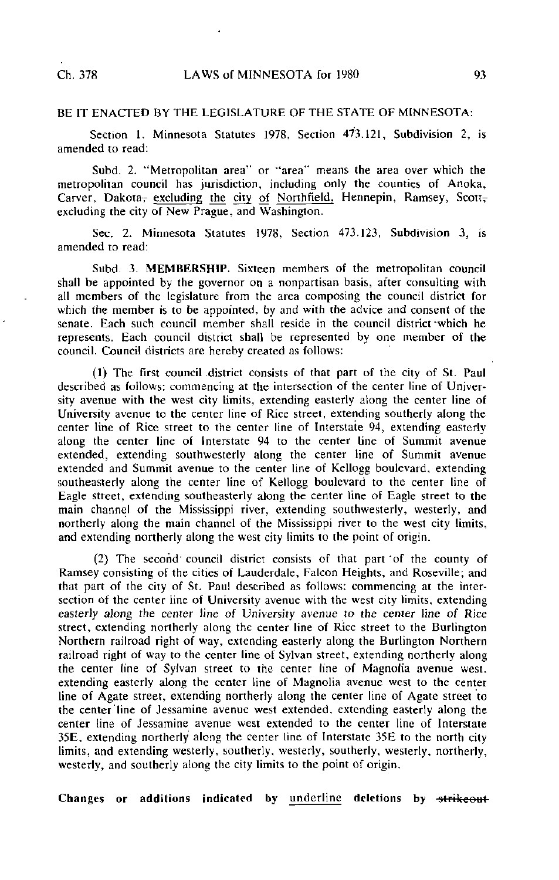BE IT ENACTED BY THE LEGISLATURE OF THE STATE OF MINNESOTA:

Section 1. Minnesota Statutes 1978, Section 473.121, Subdivision 2, is amended to read:

Subd. 2. "Metropolitan area" or "area" means the area over which the metropolitan council has jurisdiction, including only the counties of Anoka, Carver, Dakota~~,~~ <u>excluding the city of Northfield,</u> Hennepin, Ramsey, Scott~~,~~ excluding the city of New Prague, and Washington.

Sec. 2. Minnesota Statutes 1978, Section 473.123, Subdivision 3, is amended to read:

Subd. 3. **MEMBERSHIP.** Sixteen members of the metropolitan council shall be appointed by the governor on a nonpartisan basis, after consulting with all members of the legislature from the area composing the council district for which the member is to be appointed, by and with the advice and consent of the senate. Each such council member shall reside in the council district which he represents. Each council district shall be represented by one member of the council. Council districts are hereby created as follows:

(1) The first council district consists of that part of the city of St. Paul described as follows: commencing at the intersection of the center line of University avenue with the west city limits, extending easterly along the center line of University avenue to the center line of Rice street, extending southerly along the center line of Rice street to the center line of Interstate 94, extending easterly along the center line of Interstate 94 to the center line of Summit avenue extended, extending southwesterly along the center line of Summit avenue extended and Summit avenue to the center line of Kellogg boulevard, extending southeasterly along the center line of Kellogg boulevard to the center line of Eagle street, extending southeasterly along the center line of Eagle street to the main channel of the Mississippi river, extending southwesterly, westerly, and northerly along the main channel of the Mississippi river to the west city limits, and extending northerly along the west city limits to the point of origin.

(2) The second council district consists of that part of the county of Ramsey consisting of the cities of Lauderdale, Falcon Heights, and Roseville; and that part of the city of St. Paul described as follows: commencing at the intersection of the center line of University avenue with the west city limits, extending easterly along the center line of University avenue to the center line of Rice street, extending northerly along the center line of Rice street to the Burlington Northern railroad right of way, extending easterly along the Burlington Northern railroad right of way to the center line of Sylvan street, extending northerly along the center line of Sylvan street to the center line of Magnolia avenue west, extending easterly along the center line of Magnolia avenue west to the center line of Agate street, extending northerly along the center line of Agate street to the center line of Jessamine avenue west extended, extending easterly along the center line of Jessamine avenue west extended to the center line of Interstate 35E, extending northerly along the center line of Interstate 35E to the north city limits, and extending westerly, southerly, westerly, southerly, westerly, northerly, westerly, and southerly along the city limits to the point of origin.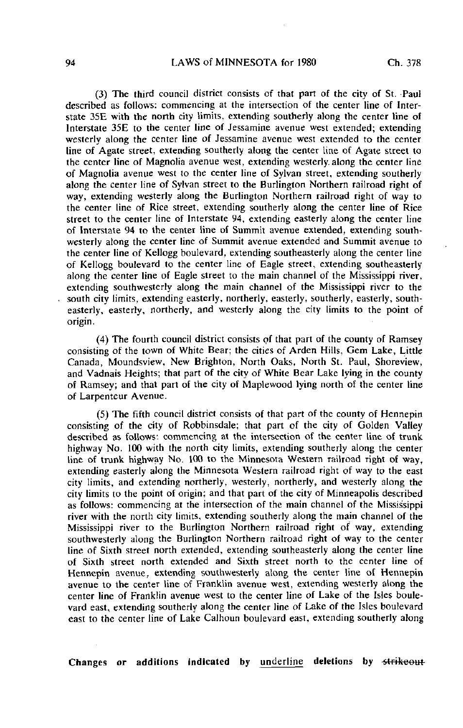(3) The third council district consists of that part of the city of St. Paul described as follows: commencing at the intersection of the center line of Interstate 35E with the north city limits, extending southerly along the center line of Interstate 35E to the center line of Jessamine avenue west extended; extending westerly along the center line of Jessamine avenue west extended to the center line of Agate street, extending southerly along the center line of Agate street to the center line of Magnolia avenue west, extending westerly along the center line of Magnolia avenue west to the center line of Sylvan street, extending southerly along the center line of Sylvan street to the Burlington Northern railroad right of way, extending westerly along the Burlington Northern railroad right of way to the center line of Rice street, extending southerly along the center line of Rice street to the center line of Interstate 94, extending easterly along the center line of Interstate 94 to the center line of Summit avenue extended, extending southwesterly along the center line of Summit avenue extended and Summit avenue to the center line of Kellogg boulevard, extending southeasterly along the center line of Kellogg boulevard to the center line of Eagle street, extending southeasterly along the center line of Eagle street to the main channel of the Mississippi river, extending southwesterly along the main channel of the Mississippi river to the south city limits, extending easterly, northerly, easterly, southerly, easterly, southeasterly, easterly, northerly, and westerly along the city limits to the point of origin.

(4) The fourth council district consists of that part of the county of Ramsey consisting of the town of White Bear; the cities of Arden Hills, Gem Lake, Little Canada, Moundsview, New Brighton, North Oaks, North St. Paul, Shoreview, and Vadnais Heights; that part of the city of White Bear Lake lying in the county of Ramsey; and that part of the city of Maplewood lying north of the center line of Larpenteur Avenue.

(5) The fifth council district consists of that part of the county of Hennepin consisting of the city of Robbinsdale; that part of the city of Golden Valley described as follows: commencing at the intersection of the center line of trunk highway No. 100 with the north city limits, extending southerly along the center line of trunk highway No. 100 to the Minnesota Western railroad right of way, extending easterly along the Minnesota Western railroad right of way to the east city limits, and extending northerly, westerly, northerly, and westerly along the city limits to the point of origin; and that part of the city of Minneapolis described as follows: commencing at the intersection of the main channel of the Mississippi river with the north city limits, extending southerly along the main channel of the Mississippi river to the Burlington Northern railroad right of way, extending southwesterly along the Burlington Northern railroad right of way to the center line of Sixth street north extended, extending southeasterly along the center line of Sixth street north extended and Sixth street north to the center line of Hennepin avenue, extending southwesterly along the center line of Hennepin avenue to the center line of Franklin avenue west, extending westerly along the center line of Franklin avenue west to the center line of Lake of the Isles boulevard east, extending southerly along the center line of Lake of the Isles boulevard east to the center line of Lake Calhoun boulevard east, extending southerly along

Changes or additions indicated by underline deletions by ~~strikeout~~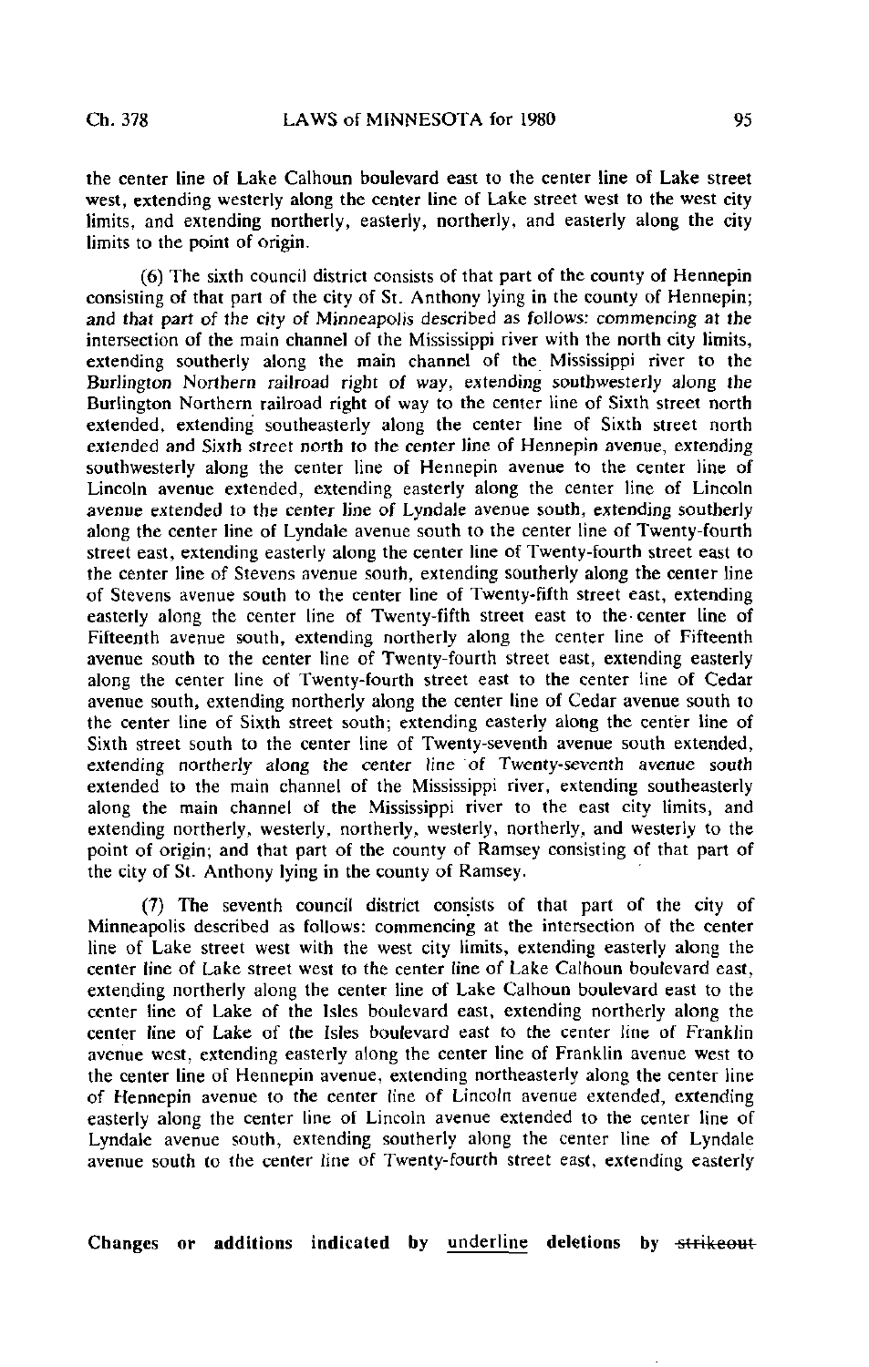the center line of Lake Calhoun boulevard east to the center line of Lake street west, extending westerly along the center line of Lake street west to the west city limits, and extending northerly, easterly, northerly, and easterly along the city limits to the point of origin.

(6) The sixth council district consists of that part of the county of Hennepin consisting of that part of the city of St. Anthony lying in the county of Hennepin; and that part of the city of Minneapolis described as follows: commencing at the intersection of the main channel of the Mississippi river with the north city limits, extending southerly along the main channel of the Mississippi river to the Burlington Northern railroad right of way, extending southwesterly along the Burlington Northern railroad right of way to the center line of Sixth street north extended, extending southeasterly along the center line of Sixth street north extended and Sixth street north to the center line of Hennepin avenue, extending southwesterly along the center line of Hennepin avenue to the center line of Lincoln avenue extended, extending easterly along the center line of Lincoln avenue extended to the center line of Lyndale avenue south, extending southerly along the center line of Lyndale avenue south to the center line of Twenty-fourth street east, extending easterly along the center line of Twenty-fourth street east to the center line of Stevens avenue south, extending southerly along the center line of Stevens avenue south to the center line of Twenty-fifth street east, extending easterly along the center line of Twenty-fifth street east to the center line of Fifteenth avenue south, extending northerly along the center line of Fifteenth avenue south to the center line of Twenty-fourth street east, extending easterly along the center line of Twenty-fourth street east to the center line of Cedar avenue south, extending northerly along the center line of Cedar avenue south to the center line of Sixth street south; extending easterly along the center line of Sixth street south to the center line of Twenty-seventh avenue south extended, extending northerly along the center line of Twenty-seventh avenue south extended to the main channel of the Mississippi river, extending southeasterly along the main channel of the Mississippi river to the east city limits, and extending northerly, westerly, northerly, westerly, northerly, and westerly to the point of origin; and that part of the county of Ramsey consisting of that part of the city of St. Anthony lying in the county of Ramsey.

(7) The seventh council district consists of that part of the city of Minneapolis described as follows: commencing at the intersection of the center line of Lake street west with the west city limits, extending easterly along the center line of Lake street west to the center line of Lake Calhoun boulevard east, extending northerly along the center line of Lake Calhoun boulevard east to the center line of Lake of the Isles boulevard east, extending northerly along the center line of Lake of the Isles boulevard east to the center line of Franklin avenue west, extending easterly along the center line of Franklin avenue west to the center line of Hennepin avenue, extending northeasterly along the center line of Hennepin avenue to the center line of Lincoln avenue extended, extending easterly along the center line of Lincoln avenue extended to the center line of Lyndale avenue south, extending southerly along the center line of Lyndale avenue south to the center line of Twenty-fourth street east, extending easterly

Changes or additions indicated by underline deletions by ~~strikeout~~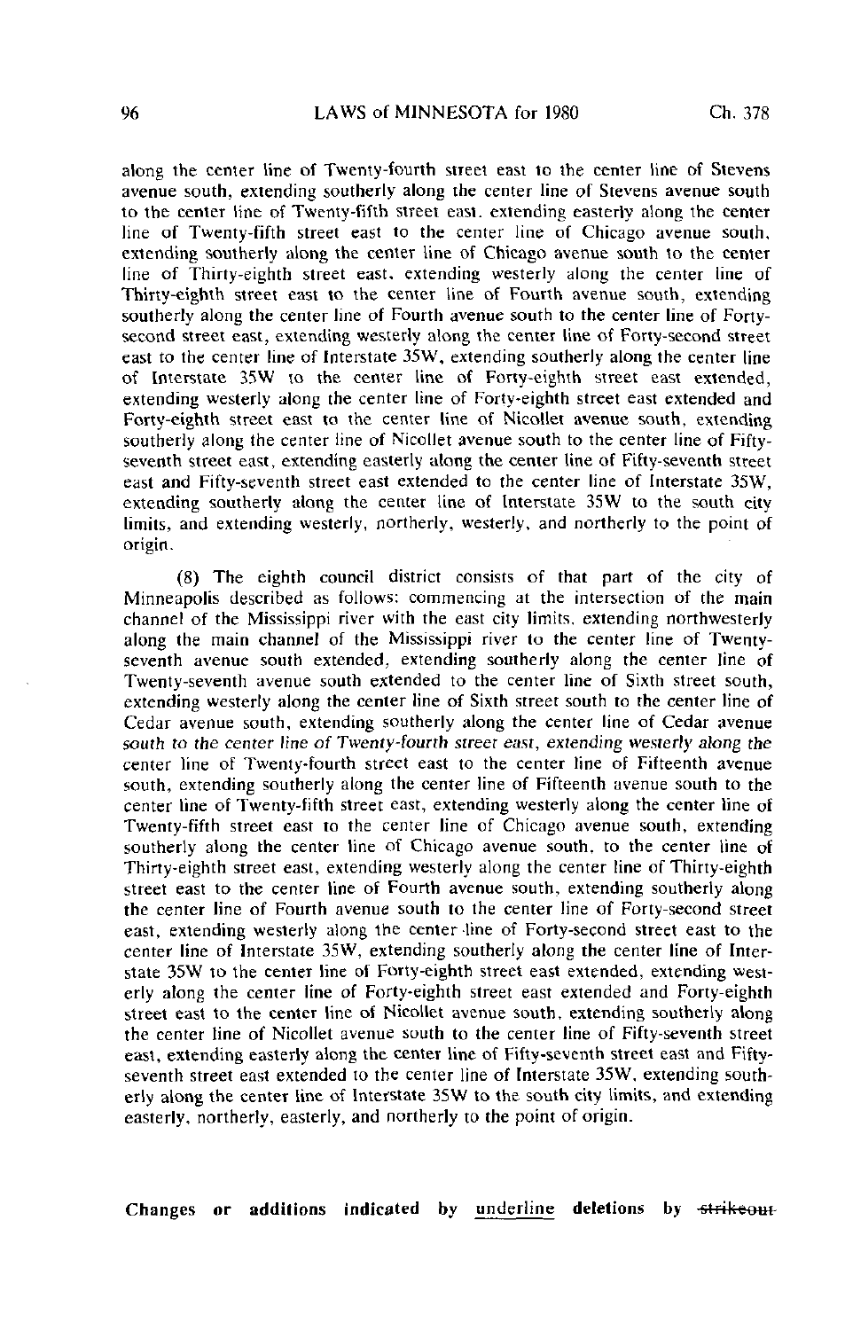along the center line of Twenty-fourth street east to the center line of Stevens avenue south, extending southerly along the center line of Stevens avenue south to the center line of Twenty-fifth street east, extending easterly along the center line of Twenty-fifth street east to the center line of Chicago avenue south, extending southerly along the center line of Chicago avenue south to the center line of Thirty-eighth street east, extending westerly along the center line of Thirty-eighth street east to the center line of Fourth avenue south, extending southerly along the center line of Fourth avenue south to the center line of Forty-second street east, extending westerly along the center line of Forty-second street east to the center line of Interstate 35W, extending southerly along the center line of Interstate 35W to the center line of Forty-eighth street east extended, extending westerly along the center line of Forty-eighth street east extended and Forty-eighth street east to the center line of Nicollet avenue south, extending southerly along the center line of Nicollet avenue south to the center line of Fifty-seventh street east, extending easterly along the center line of Fifty-seventh street east and Fifty-seventh street east extended to the center line of Interstate 35W, extending southerly along the center line of Interstate 35W to the south city limits, and extending westerly, northerly, westerly, and northerly to the point of origin.

(8) The eighth council district consists of that part of the city of Minneapolis described as follows: commencing at the intersection of the main channel of the Mississippi river with the east city limits, extending northwesterly along the main channel of the Mississippi river to the center line of Twenty-seventh avenue south extended, extending southerly along the center line of Twenty-seventh avenue south extended to the center line of Sixth street south, extending westerly along the center line of Sixth street south to the center line of Cedar avenue south, extending southerly along the center line of Cedar avenue south to the center line of Twenty-fourth street east, extending westerly along the center line of Twenty-fourth street east to the center line of Fifteenth avenue south, extending southerly along the center line of Fifteenth avenue south to the center line of Twenty-fifth street east, extending westerly along the center line of Twenty-fifth street east to the center line of Chicago avenue south, extending southerly along the center line of Chicago avenue south, to the center line of Thirty-eighth street east, extending westerly along the center line of Thirty-eighth street east to the center line of Fourth avenue south, extending southerly along the center line of Fourth avenue south to the center line of Forty-second street east, extending westerly along the center line of Forty-second street east to the center line of Interstate 35W, extending southerly along the center line of Interstate 35W to the center line of Forty-eighth street east extended, extending westerly along the center line of Forty-eighth street east extended and Forty-eighth street east to the center line of Nicollet avenue south, extending southerly along the center line of Nicollet avenue south to the center line of Fifty-seventh street east, extending easterly along the center line of Fifty-seventh street east and Fifty-seventh street east extended to the center line of Interstate 35W, extending southerly along the center line of Interstate 35W to the south city limits, and extending easterly, northerly, easterly, and northerly to the point of origin.

**Changes or additions indicated by underline deletions by ~~strikeout~~**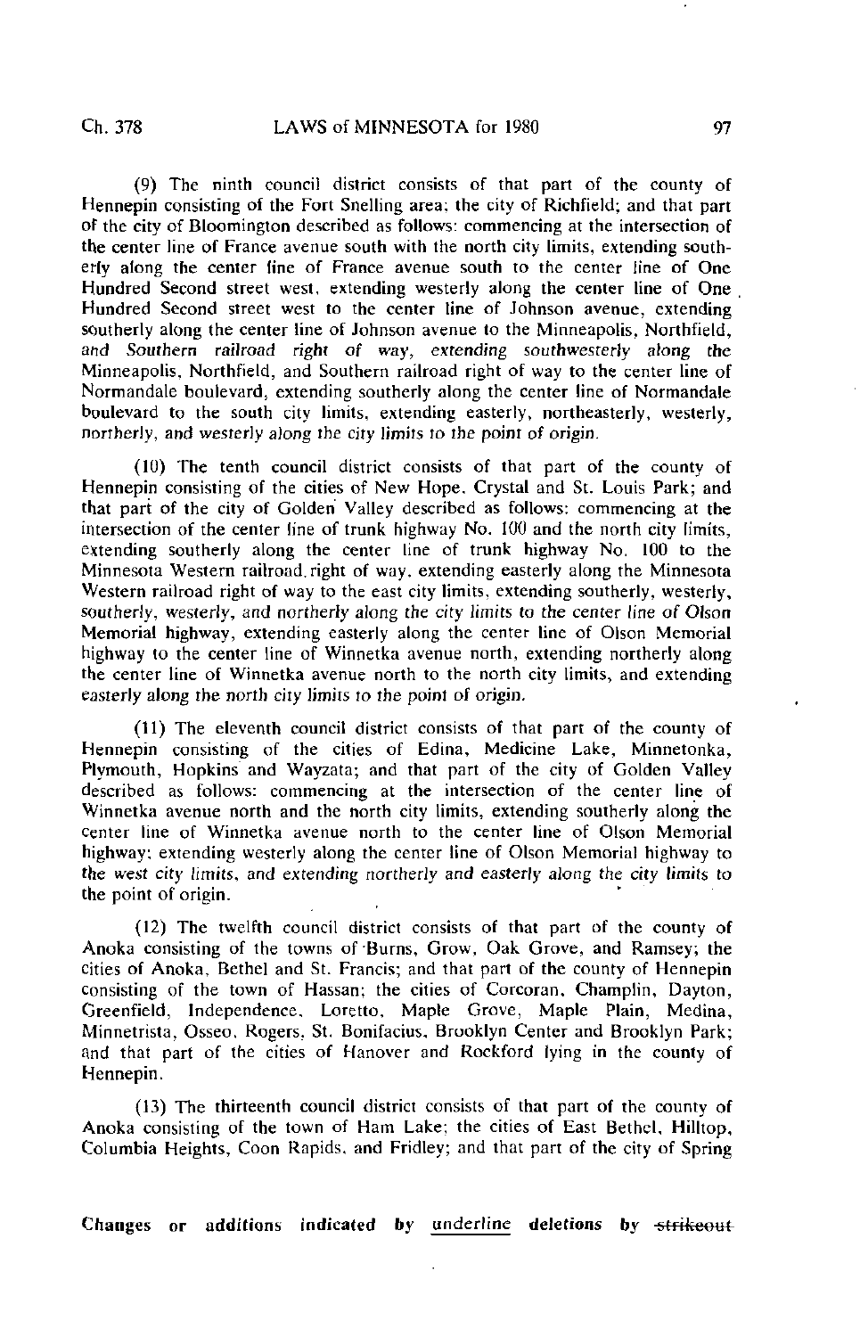(9) The ninth council district consists of that part of the county of Hennepin consisting of the Fort Snelling area; the city of Richfield; and that part of the city of Bloomington described as follows: commencing at the intersection of the center line of France avenue south with the north city limits, extending southerly along the center line of France avenue south to the center line of One Hundred Second street west, extending westerly along the center line of One Hundred Second street west to the center line of Johnson avenue, extending southerly along the center line of Johnson avenue to the Minneapolis, Northfield, and Southern railroad right of way, extending southwesterly along the Minneapolis, Northfield, and Southern railroad right of way to the center line of Normandale boulevard, extending southerly along the center line of Normandale boulevard to the south city limits, extending easterly, northeasterly, westerly, northerly, and westerly along the city limits to the point of origin.

(10) The tenth council district consists of that part of the county of Hennepin consisting of the cities of New Hope, Crystal and St. Louis Park; and that part of the city of Golden Valley described as follows: commencing at the intersection of the center line of trunk highway No. 100 and the north city limits, extending southerly along the center line of trunk highway No. 100 to the Minnesota Western railroad right of way, extending easterly along the Minnesota Western railroad right of way to the east city limits, extending southerly, westerly, southerly, westerly, and northerly along the city limits to the center line of Olson Memorial highway, extending easterly along the center line of Olson Memorial highway to the center line of Winnetka avenue north, extending northerly along the center line of Winnetka avenue north to the north city limits, and extending easterly along the north city limits to the point of origin.

(11) The eleventh council district consists of that part of the county of Hennepin consisting of the cities of Edina, Medicine Lake, Minnetonka, Plymouth, Hopkins and Wayzata; and that part of the city of Golden Valley described as follows: commencing at the intersection of the center line of Winnetka avenue north and the north city limits, extending southerly along the center line of Winnetka avenue north to the center line of Olson Memorial highway; extending westerly along the center line of Olson Memorial highway to the west city limits, and extending northerly and easterly along the city limits to the point of origin.

(12) The twelfth council district consists of that part of the county of Anoka consisting of the towns of Burns, Grow, Oak Grove, and Ramsey; the cities of Anoka, Bethel and St. Francis; and that part of the county of Hennepin consisting of the town of Hassan; the cities of Corcoran, Champlin, Dayton, Greenfield, Independence, Loretto, Maple Grove, Maple Plain, Medina, Minnetrista, Osseo, Rogers, St. Bonifacius, Brooklyn Center and Brooklyn Park; and that part of the cities of Hanover and Rockford lying in the county of Hennepin.

(13) The thirteenth council district consists of that part of the county of Anoka consisting of the town of Ham Lake; the cities of East Bethel, Hilltop, Columbia Heights, Coon Rapids, and Fridley; and that part of the city of Spring

Changes or additions indicated by underline deletions by ~~strikeout~~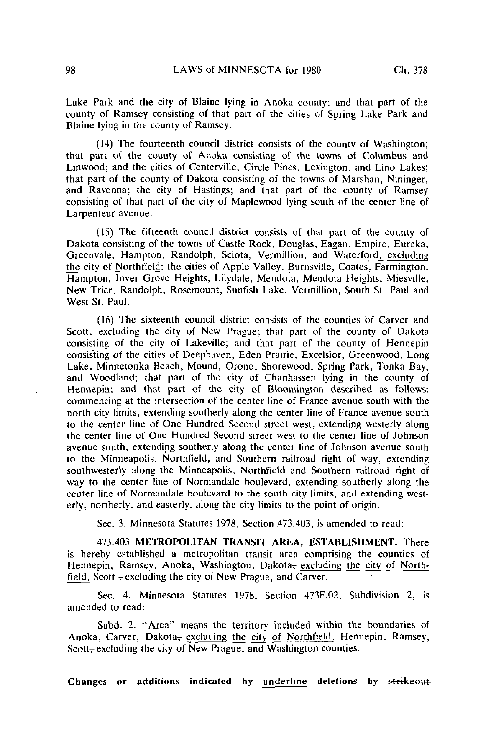Lake Park and the city of Blaine lying in Anoka county; and that part of the county of Ramsey consisting of that part of the cities of Spring Lake Park and Blaine lying in the county of Ramsey.

(14) The fourteenth council district consists of the county of Washington; that part of the county of Anoka consisting of the towns of Columbus and Linwood; and the cities of Centerville, Circle Pines, Lexington, and Lino Lakes; that part of the county of Dakota consisting of the towns of Marshan, Nininger, and Ravenna; the city of Hastings; and that part of the county of Ramsey consisting of that part of the city of Maplewood lying south of the center line of Larpenteur avenue.

(15) The fifteenth council district consists of that part of the county of Dakota consisting of the towns of Castle Rock, Douglas, Eagan, Empire, Eureka, Greenvale, Hampton, Randolph, Sciota, Vermillion, and Waterford, excluding the city of Northfield; the cities of Apple Valley, Burnsville, Coates, Farmington, Hampton, Inver Grove Heights, Lilydale, Mendota, Mendota Heights, Miesville, New Trier, Randolph, Rosemount, Sunfish Lake, Vermillion, South St. Paul and West St. Paul.

(16) The sixteenth council district consists of the counties of Carver and Scott, excluding the city of New Prague; that part of the county of Dakota consisting of the city of Lakeville; and that part of the county of Hennepin consisting of the cities of Deephaven, Eden Prairie, Excelsior, Greenwood, Long Lake, Minnetonka Beach, Mound, Orono, Shorewood, Spring Park, Tonka Bay, and Woodland; that part of the city of Chanhassen lying in the county of Hennepin; and that part of the city of Bloomington described as follows: commencing at the intersection of the center line of France avenue south with the north city limits, extending southerly along the center line of France avenue south to the center line of One Hundred Second street west, extending westerly along the center line of One Hundred Second street west to the center line of Johnson avenue south, extending southerly along the center line of Johnson avenue south to the Minneapolis, Northfield, and Southern railroad right of way, extending southwesterly along the Minneapolis, Northfield and Southern railroad right of way to the center line of Normandale boulevard, extending southerly along the center line of Normandale boulevard to the south city limits, and extending westerly, northerly, and easterly, along the city limits to the point of origin.

Sec. 3. Minnesota Statutes 1978, Section 473.403, is amended to read:

473.403 **METROPOLITAN TRANSIT AREA, ESTABLISHMENT.** There is hereby established a metropolitan transit area comprising the counties of Hennepin, Ramsey, Anoka, Washington, Dakota, excluding the city of Northfield, Scott , excluding the city of New Prague, and Carver.

Sec. 4. Minnesota Statutes 1978, Section 473F.02, Subdivision 2, is amended to read:

Subd. 2. "Area" means the territory included within the boundaries of Anoka, Carver, Dakota, excluding the city of Northfield, Hennepin, Ramsey, Scott, excluding the city of New Prague, and Washington counties.

**Changes or additions indicated by underline deletions by ~~strikeout~~**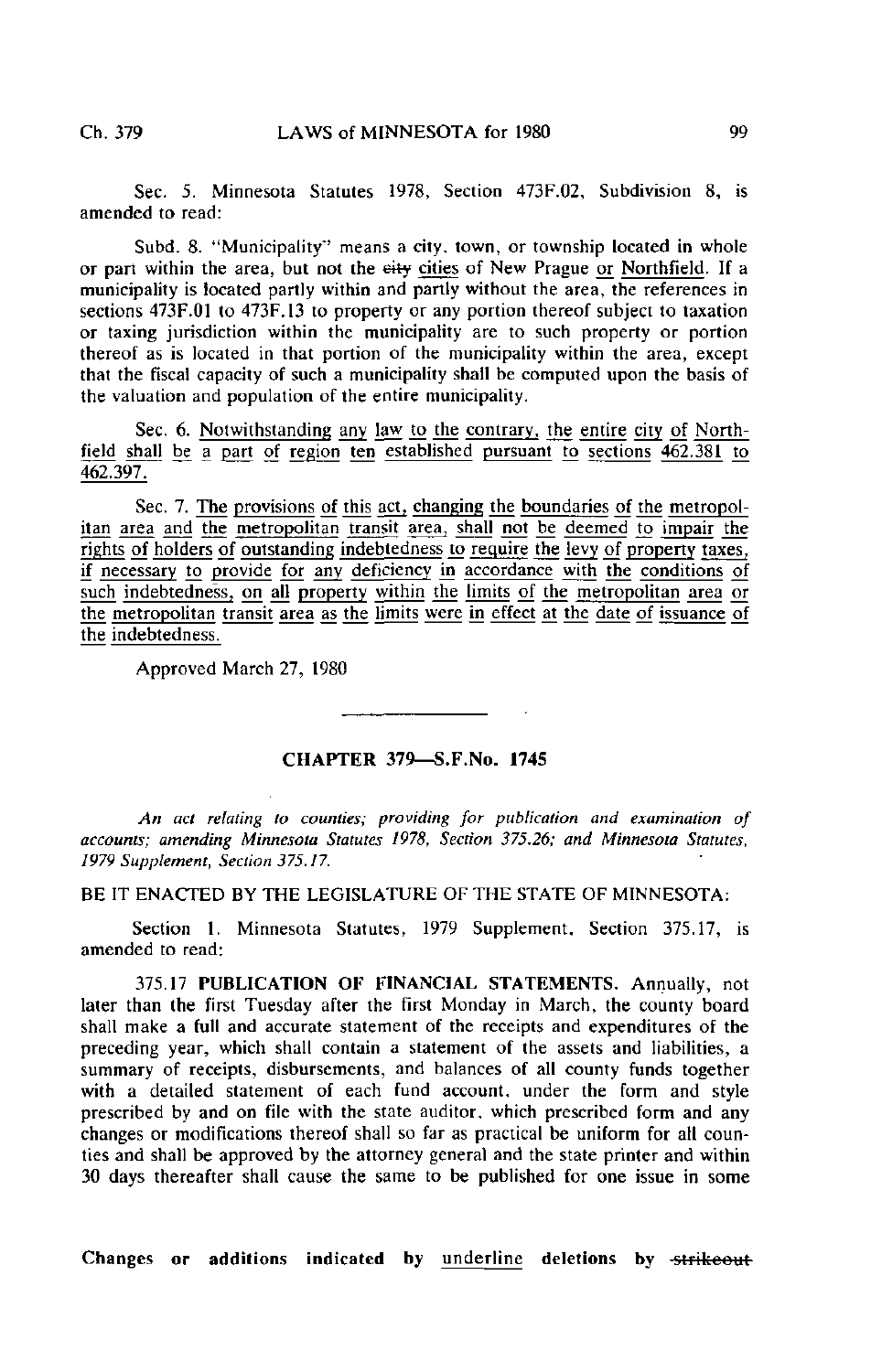Sec. 5. Minnesota Statutes 1978, Section 473F.02, Subdivision 8, is amended to read:

Subd. 8. "Municipality" means a city, town, or township located in whole or part within the area, but not the ~~city~~ cities of New Prague or Northfield. If a municipality is located partly within and partly without the area, the references in sections 473F.01 to 473F.13 to property or any portion thereof subject to taxation or taxing jurisdiction within the municipality are to such property or portion thereof as is located in that portion of the municipality within the area, except that the fiscal capacity of such a municipality shall be computed upon the basis of the valuation and population of the entire municipality.

Sec. 6. Notwithstanding any law to the contrary, the entire city of Northfield shall be a part of region ten established pursuant to sections 462.381 to 462.397.

Sec. 7. The provisions of this act, changing the boundaries of the metropolitan area and the metropolitan transit area, shall not be deemed to impair the rights of holders of outstanding indebtedness to require the levy of property taxes, if necessary to provide for any deficiency in accordance with the conditions of such indebtedness, on all property within the limits of the metropolitan area or the metropolitan transit area as the limits were in effect at the date of issuance of the indebtedness.

Approved March 27, 1980

---

## CHAPTER 379—S.F.No. 1745

*An act relating to counties; providing for publication and examination of accounts; amending Minnesota Statutes 1978, Section 375.26; and Minnesota Statutes, 1979 Supplement, Section 375.17.*

BE IT ENACTED BY THE LEGISLATURE OF THE STATE OF MINNESOTA:

Section 1. Minnesota Statutes, 1979 Supplement, Section 375.17, is amended to read:

375.17 **PUBLICATION OF FINANCIAL STATEMENTS.** Annually, not later than the first Tuesday after the first Monday in March, the county board shall make a full and accurate statement of the receipts and expenditures of the preceding year, which shall contain a statement of the assets and liabilities, a summary of receipts, disbursements, and balances of all county funds together with a detailed statement of each fund account, under the form and style prescribed by and on file with the state auditor, which prescribed form and any changes or modifications thereof shall so far as practical be uniform for all counties and shall be approved by the attorney general and the state printer and within 30 days thereafter shall cause the same to be published for one issue in some

**Changes or additions indicated by** underline **deletions by** ~~strikeout~~